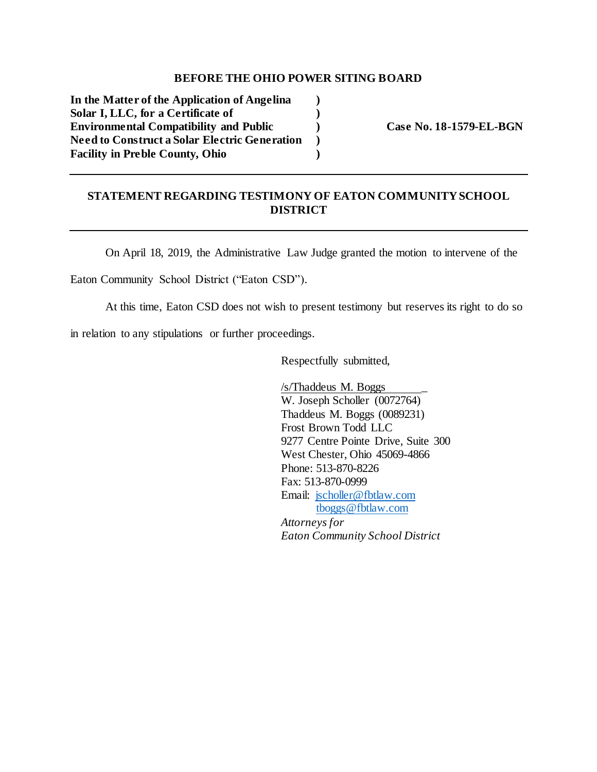**BEFORE THE OHIO POWER SITING BOARD**

| | | |
|---|---|---|
| **In the Matter of the Application of Angelina Solar I, LLC, for a Certificate of Environmental Compatibility and Public Need to Construct a Solar Electric Generation Facility in Preble County, Ohio** | **)<br>)<br>)<br>)<br>)** | **Case No. 18-1579-EL-BGN** |

---

## STATEMENT REGARDING TESTIMONY OF EATON COMMUNITY SCHOOL DISTRICT

---

On April 18, 2019, the Administrative Law Judge granted the motion to intervene of the Eaton Community School District ("Eaton CSD").

At this time, Eaton CSD does not wish to present testimony but reserves its right to do so in relation to any stipulations or further proceedings.

Respectfully submitted,

/s/Thaddeus M. Boggs
W. Joseph Scholler (0072764)
Thaddeus M. Boggs (0089231)
Frost Brown Todd LLC
9277 Centre Pointe Drive, Suite 300
West Chester, Ohio 45069-4866
Phone: 513-870-8226
Fax: 513-870-0999
Email: jscholler@fbtlaw.com
tboggs@fbtlaw.com
*Attorneys for*
*Eaton Community School District*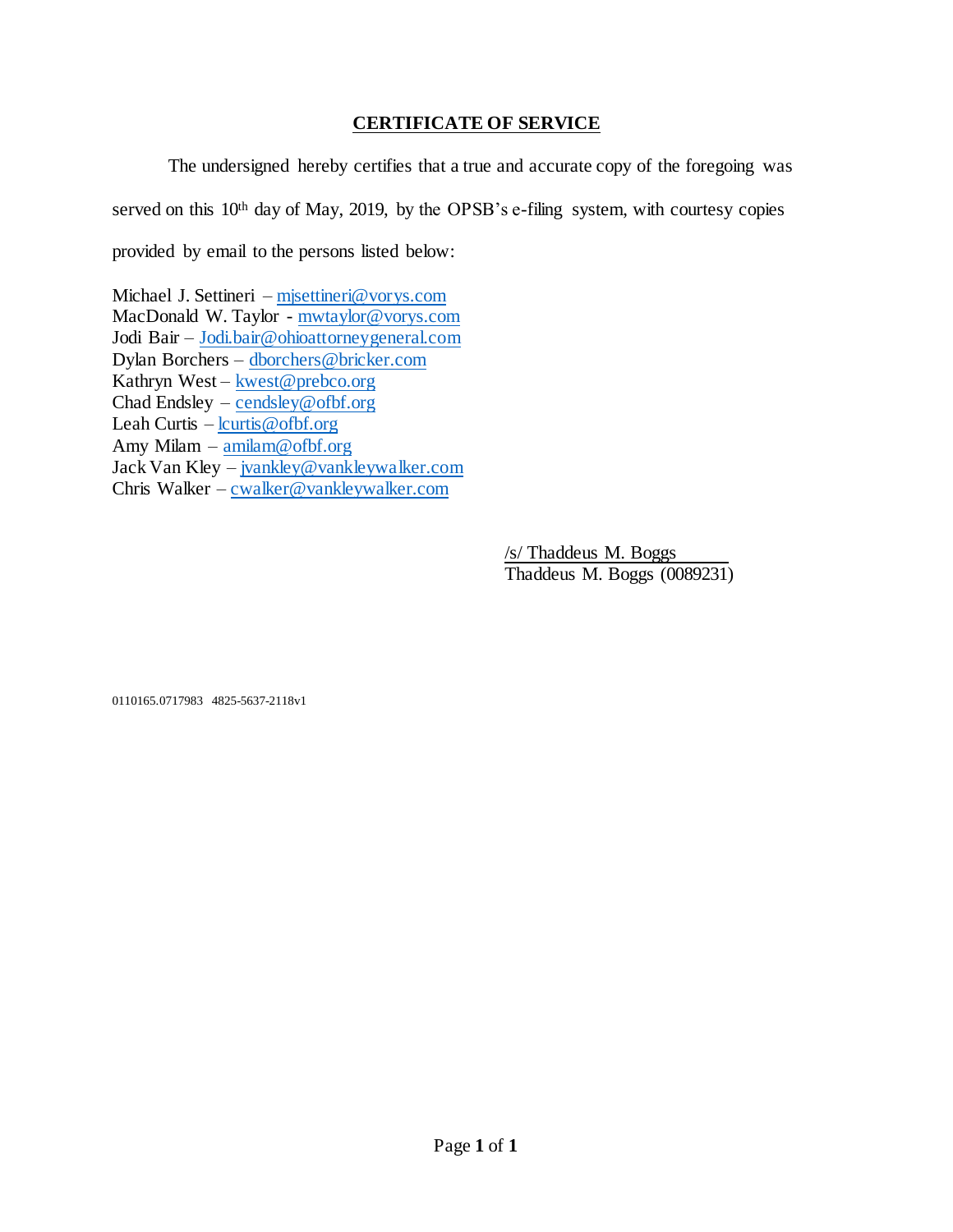## CERTIFICATE OF SERVICE

The undersigned hereby certifies that a true and accurate copy of the foregoing was served on this 10th day of May, 2019, by the OPSB's e-filing system, with courtesy copies provided by email to the persons listed below:

Michael J. Settineri – mjsettineri@vorys.com
MacDonald W. Taylor - mwtaylor@vorys.com
Jodi Bair – Jodi.bair@ohioattorneygeneral.com
Dylan Borchers – dborchers@bricker.com
Kathryn West – kwest@prebco.org
Chad Endsley – cendsley@ofbf.org
Leah Curtis – lcurtis@ofbf.org
Amy Milam – amilam@ofbf.org
Jack Van Kley – jvankley@vankleywalker.com
Chris Walker – cwalker@vankleywalker.com

/s/ Thaddeus M. Boggs
Thaddeus M. Boggs (0089231)

0110165.0717983 4825-5637-2118v1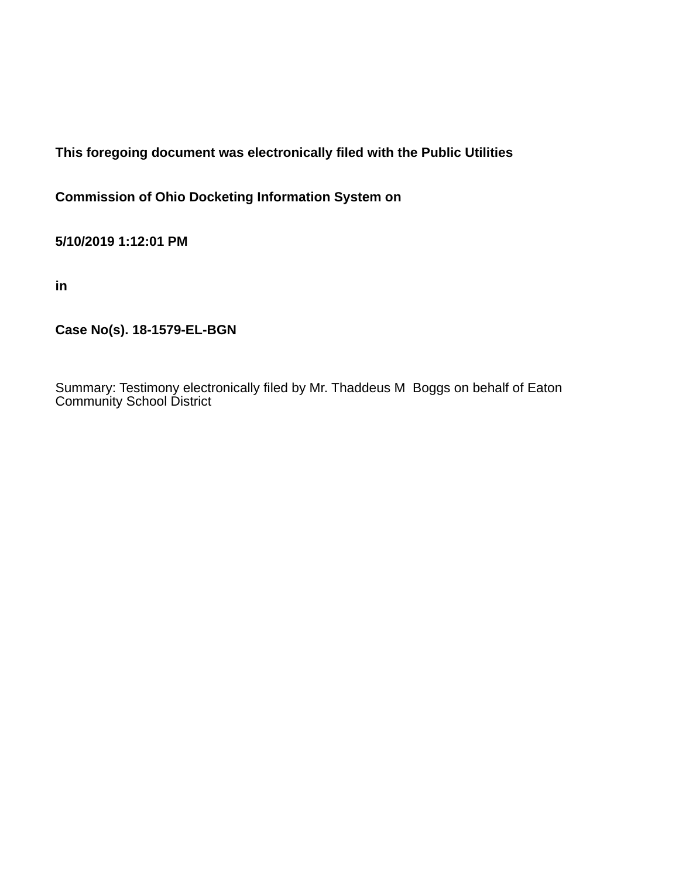**This foregoing document was electronically filed with the Public Utilities**

**Commission of Ohio Docketing Information System on**

**5/10/2019 1:12:01 PM**

**in**

**Case No(s). 18-1579-EL-BGN**

Summary: Testimony electronically filed by Mr. Thaddeus M Boggs on behalf of Eaton Community School District